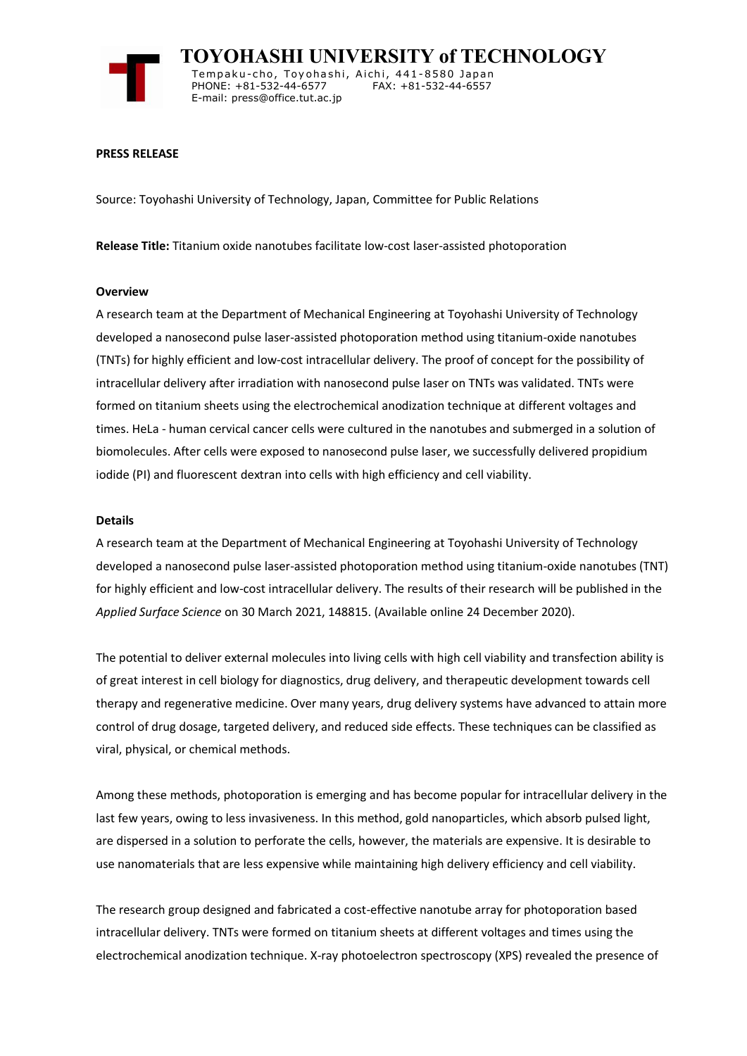# TOYOHASHI UNIVERSITY of TECHNOLOGY

Tempaku-cho, Toyohashi, Aichi, 441-8580 Japan
PHONE: +81-532-44-6577 FAX: +81-532-44-6557
E-mail: press@office.tut.ac.jp

**PRESS RELEASE**

Source: Toyohashi University of Technology, Japan, Committee for Public Relations

**Release Title:** Titanium oxide nanotubes facilitate low-cost laser-assisted photoporation

**Overview**

A research team at the Department of Mechanical Engineering at Toyohashi University of Technology developed a nanosecond pulse laser-assisted photoporation method using titanium-oxide nanotubes (TNTs) for highly efficient and low-cost intracellular delivery. The proof of concept for the possibility of intracellular delivery after irradiation with nanosecond pulse laser on TNTs was validated. TNTs were formed on titanium sheets using the electrochemical anodization technique at different voltages and times. HeLa - human cervical cancer cells were cultured in the nanotubes and submerged in a solution of biomolecules. After cells were exposed to nanosecond pulse laser, we successfully delivered propidium iodide (PI) and fluorescent dextran into cells with high efficiency and cell viability.

**Details**

A research team at the Department of Mechanical Engineering at Toyohashi University of Technology developed a nanosecond pulse laser-assisted photoporation method using titanium-oxide nanotubes (TNT) for highly efficient and low-cost intracellular delivery. The results of their research will be published in the *Applied Surface Science* on 30 March 2021, 148815. (Available online 24 December 2020).

The potential to deliver external molecules into living cells with high cell viability and transfection ability is of great interest in cell biology for diagnostics, drug delivery, and therapeutic development towards cell therapy and regenerative medicine. Over many years, drug delivery systems have advanced to attain more control of drug dosage, targeted delivery, and reduced side effects. These techniques can be classified as viral, physical, or chemical methods.

Among these methods, photoporation is emerging and has become popular for intracellular delivery in the last few years, owing to less invasiveness. In this method, gold nanoparticles, which absorb pulsed light, are dispersed in a solution to perforate the cells, however, the materials are expensive. It is desirable to use nanomaterials that are less expensive while maintaining high delivery efficiency and cell viability.

The research group designed and fabricated a cost-effective nanotube array for photoporation based intracellular delivery. TNTs were formed on titanium sheets at different voltages and times using the electrochemical anodization technique. X-ray photoelectron spectroscopy (XPS) revealed the presence of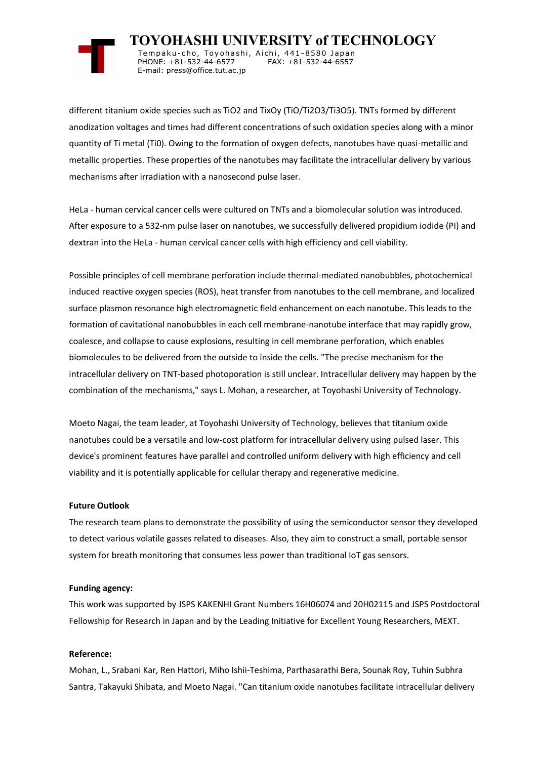different titanium oxide species such as $TiO_2$ and $Ti_xO_y$ ($TiO$/$Ti_2O_3$/$Ti_3O_5$). TNTs formed by different anodization voltages and times had different concentrations of such oxidation species along with a minor quantity of Ti metal ($Ti^0$). Owing to the formation of oxygen defects, nanotubes have quasi-metallic and metallic properties. These properties of the nanotubes may facilitate the intracellular delivery by various mechanisms after irradiation with a nanosecond pulse laser.

HeLa - human cervical cancer cells were cultured on TNTs and a biomolecular solution was introduced. After exposure to a 532-nm pulse laser on nanotubes, we successfully delivered propidium iodide (PI) and dextran into the HeLa - human cervical cancer cells with high efficiency and cell viability.

Possible principles of cell membrane perforation include thermal-mediated nanobubbles, photochemical induced reactive oxygen species (ROS), heat transfer from nanotubes to the cell membrane, and localized surface plasmon resonance high electromagnetic field enhancement on each nanotube. This leads to the formation of cavitational nanobubbles in each cell membrane-nanotube interface that may rapidly grow, coalesce, and collapse to cause explosions, resulting in cell membrane perforation, which enables biomolecules to be delivered from the outside to inside the cells. "The precise mechanism for the intracellular delivery on TNT-based photoporation is still unclear. Intracellular delivery may happen by the combination of the mechanisms," says L. Mohan, a researcher, at Toyohashi University of Technology.

Moeto Nagai, the team leader, at Toyohashi University of Technology, believes that titanium oxide nanotubes could be a versatile and low-cost platform for intracellular delivery using pulsed laser. This device's prominent features have parallel and controlled uniform delivery with high efficiency and cell viability and it is potentially applicable for cellular therapy and regenerative medicine.

**Future Outlook**

The research team plans to demonstrate the possibility of using the semiconductor sensor they developed to detect various volatile gasses related to diseases. Also, they aim to construct a small, portable sensor system for breath monitoring that consumes less power than traditional IoT gas sensors.

**Funding agency:**

This work was supported by JSPS KAKENHI Grant Numbers 16H06074 and 20H02115 and JSPS Postdoctoral Fellowship for Research in Japan and by the Leading Initiative for Excellent Young Researchers, MEXT.

**Reference:**

Mohan, L., Srabani Kar, Ren Hattori, Miho Ishii-Teshima, Parthasarathi Bera, Sounak Roy, Tuhin Subhra Santra, Takayuki Shibata, and Moeto Nagai. "Can titanium oxide nanotubes facilitate intracellular delivery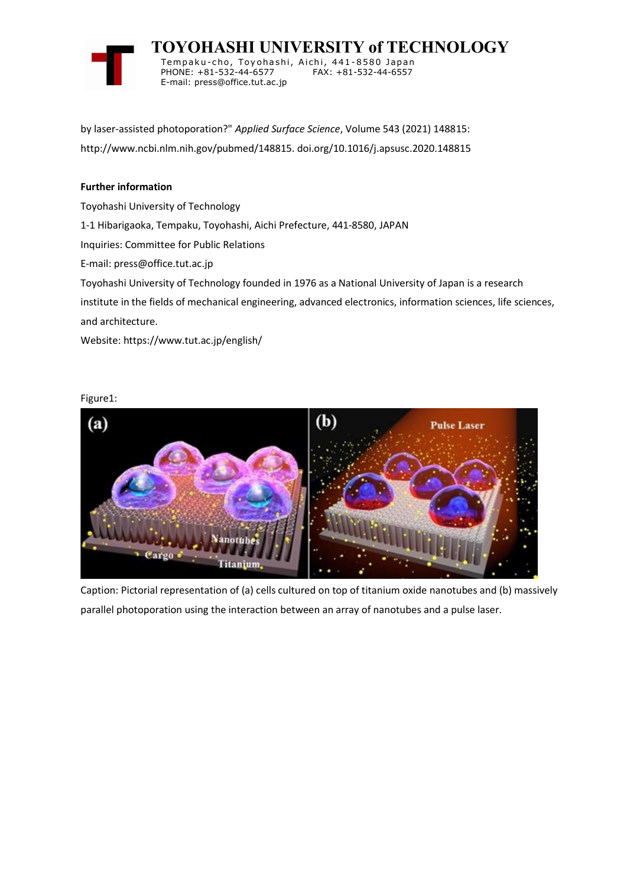by laser-assisted photoporation?" *Applied Surface Science*, Volume 543 (2021) 148815: http://www.ncbi.nlm.nih.gov/pubmed/148815. doi.org/10.1016/j.apsusc.2020.148815

**Further information**

Toyohashi University of Technology

1-1 Hibarigaoka, Tempaku, Toyohashi, Aichi Prefecture, 441-8580, JAPAN

Inquiries: Committee for Public Relations

E-mail: press@office.tut.ac.jp

Toyohashi University of Technology founded in 1976 as a National University of Japan is a research institute in the fields of mechanical engineering, advanced electronics, information sciences, life sciences, and architecture.

Website: https://www.tut.ac.jp/english/

Figure1:

Caption: Pictorial representation of (a) cells cultured on top of titanium oxide nanotubes and (b) massively parallel photoporation using the interaction between an array of nanotubes and a pulse laser.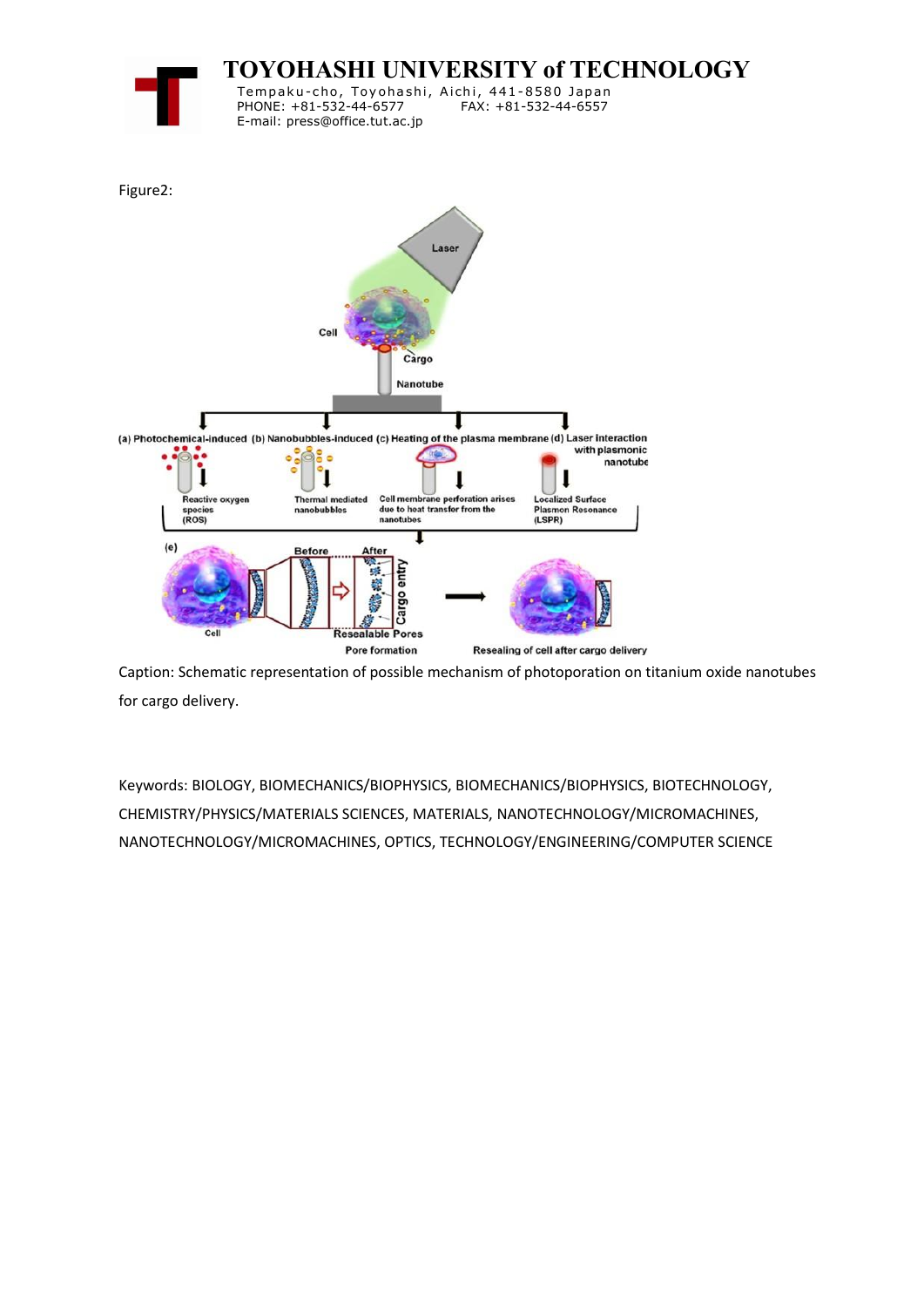# TOYOHASHI UNIVERSITY of TECHNOLOGY

Tempaku-cho, Toyohashi, Aichi, 441-8580 Japan
PHONE: +81-532-44-6577 FAX: +81-532-44-6557
E-mail: press@office.tut.ac.jp

Figure2:

Laser
Cell
Cargo
Nanotube

(a) Photochemical-induced
Reactive oxygen species (ROS)

(b) Nanobubbles-induced
Thermal mediated nanobubbles

(c) Heating of the plasma membrane
Cell membrane perforation arises due to heat transfer from the nanotubes

(d) Laser interaction with plasmonic nanotube
Localized Surface Plasmon Resonance (LSPR)

(e)
Cell
Before
After
Cargo entry
Resealable Pores
Pore formation
Resealing of cell after cargo delivery

Caption: Schematic representation of possible mechanism of photoporation on titanium oxide nanotubes for cargo delivery.

Keywords: BIOLOGY, BIOMECHANICS/BIOPHYSICS, BIOMECHANICS/BIOPHYSICS, BIOTECHNOLOGY, CHEMISTRY/PHYSICS/MATERIALS SCIENCES, MATERIALS, NANOTECHNOLOGY/MICROMACHINES, NANOTECHNOLOGY/MICROMACHINES, OPTICS, TECHNOLOGY/ENGINEERING/COMPUTER SCIENCE